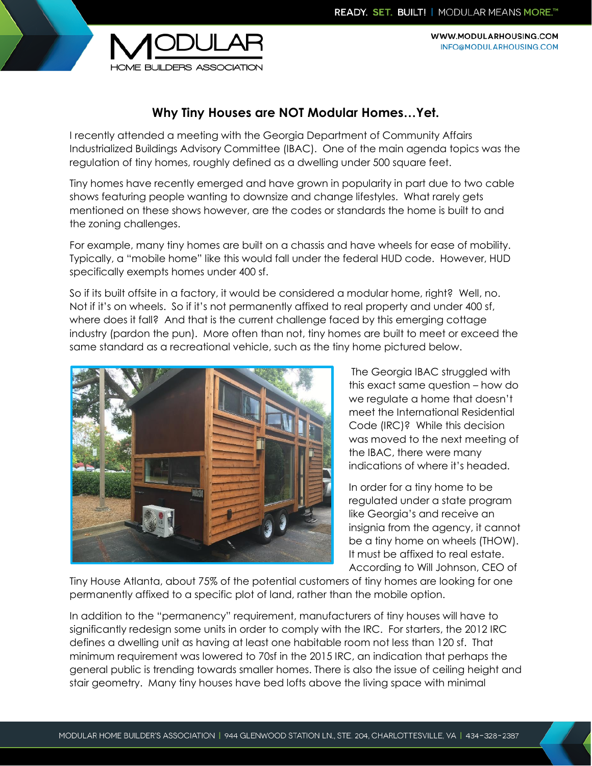# Why Tiny Houses are NOT Modular Homes…Yet.

I recently attended a meeting with the Georgia Department of Community Affairs Industrialized Buildings Advisory Committee (IBAC). One of the main agenda topics was the regulation of tiny homes, roughly defined as a dwelling under 500 square feet.

Tiny homes have recently emerged and have grown in popularity in part due to two cable shows featuring people wanting to downsize and change lifestyles. What rarely gets mentioned on these shows however, are the codes or standards the home is built to and the zoning challenges.

For example, many tiny homes are built on a chassis and have wheels for ease of mobility. Typically, a "mobile home" like this would fall under the federal HUD code. However, HUD specifically exempts homes under 400 sf.

So if its built offsite in a factory, it would be considered a modular home, right? Well, no. Not if it's on wheels. So if it's not permanently affixed to real property and under 400 sf, where does it fall? And that is the current challenge faced by this emerging cottage industry (pardon the pun). More often than not, tiny homes are built to meet or exceed the same standard as a recreational vehicle, such as the tiny home pictured below.

The Georgia IBAC struggled with this exact same question – how do we regulate a home that doesn't meet the International Residential Code (IRC)? While this decision was moved to the next meeting of the IBAC, there were many indications of where it's headed.

In order for a tiny home to be regulated under a state program like Georgia's and receive an insignia from the agency, it cannot be a tiny home on wheels (THOW). It must be affixed to real estate. According to Will Johnson, CEO of Tiny House Atlanta, about 75% of the potential customers of tiny homes are looking for one permanently affixed to a specific plot of land, rather than the mobile option.

In addition to the "permanency" requirement, manufacturers of tiny houses will have to significantly redesign some units in order to comply with the IRC. For starters, the 2012 IRC defines a dwelling unit as having at least one habitable room not less than 120 sf. That minimum requirement was lowered to 70sf in the 2015 IRC, an indication that perhaps the general public is trending towards smaller homes. There is also the issue of ceiling height and stair geometry. Many tiny houses have bed lofts above the living space with minimal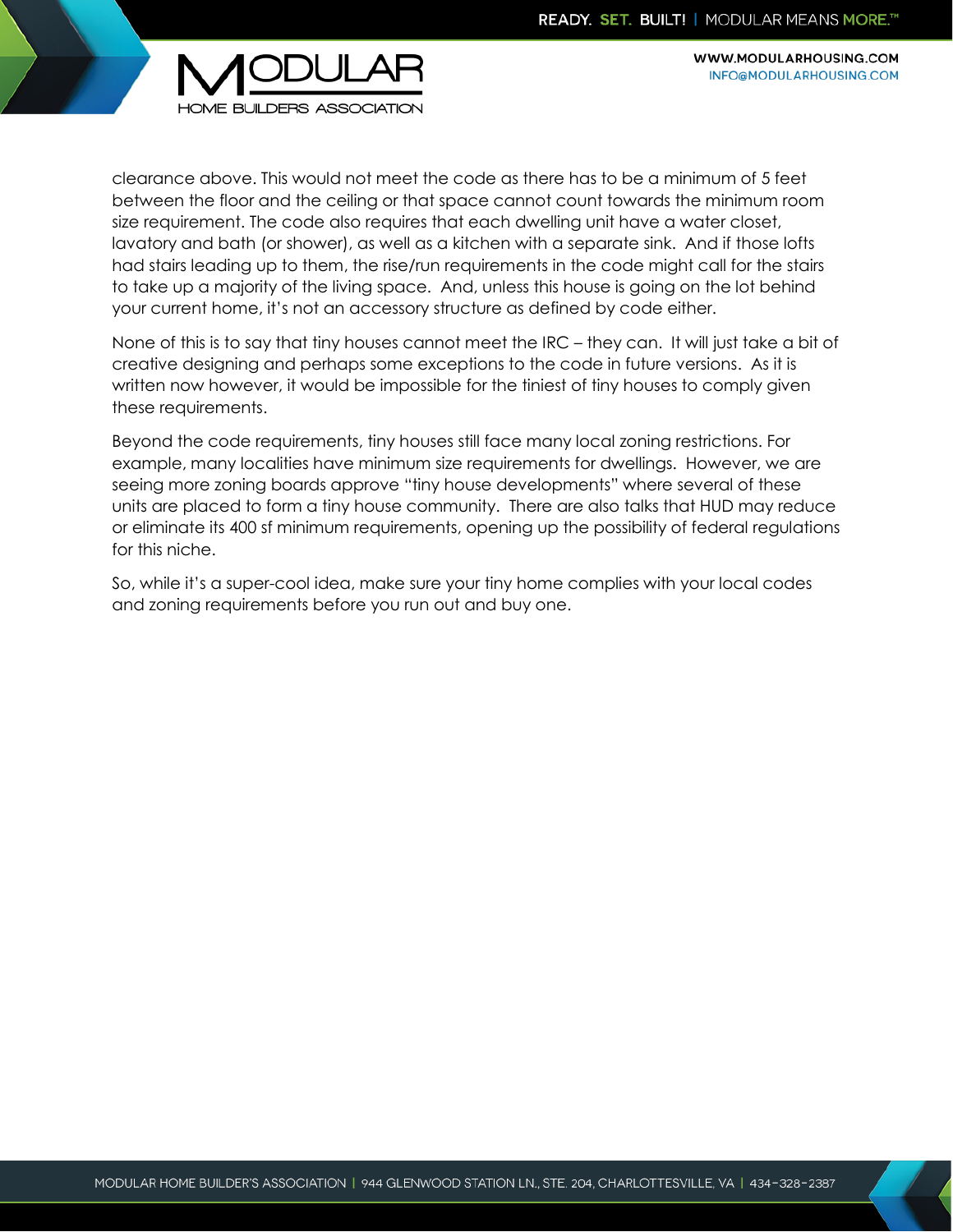clearance above. This would not meet the code as there has to be a minimum of 5 feet between the floor and the ceiling or that space cannot count towards the minimum room size requirement. The code also requires that each dwelling unit have a water closet, lavatory and bath (or shower), as well as a kitchen with a separate sink. And if those lofts had stairs leading up to them, the rise/run requirements in the code might call for the stairs to take up a majority of the living space. And, unless this house is going on the lot behind your current home, it's not an accessory structure as defined by code either.

None of this is to say that tiny houses cannot meet the IRC – they can. It will just take a bit of creative designing and perhaps some exceptions to the code in future versions. As it is written now however, it would be impossible for the tiniest of tiny houses to comply given these requirements.

Beyond the code requirements, tiny houses still face many local zoning restrictions. For example, many localities have minimum size requirements for dwellings. However, we are seeing more zoning boards approve "tiny house developments" where several of these units are placed to form a tiny house community. There are also talks that HUD may reduce or eliminate its 400 sf minimum requirements, opening up the possibility of federal regulations for this niche.

So, while it's a super-cool idea, make sure your tiny home complies with your local codes and zoning requirements before you run out and buy one.